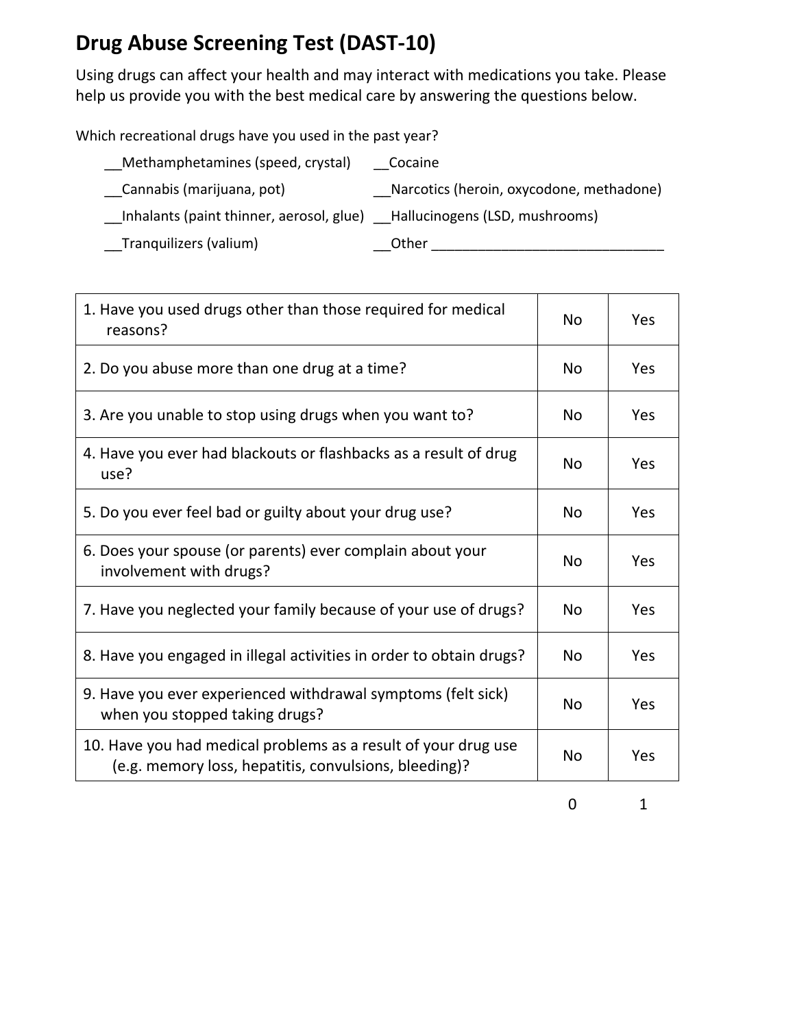# Drug Abuse Screening Test (DAST-10)

Using drugs can affect your health and may interact with medications you take. Please help us provide you with the best medical care by answering the questions below.

Which recreational drugs have you used in the past year?

- __Methamphetamines (speed, crystal)
- __Cocaine
- __Cannabis (marijuana, pot)
- __Narcotics (heroin, oxycodone, methadone)
- __Inhalants (paint thinner, aerosol, glue)
- __Hallucinogens (LSD, mushrooms)
- __Tranquilizers (valium)
- __Other ______________________________

| Question | | |
|---|---|---|
| 1. Have you used drugs other than those required for medical reasons? | No | Yes |
| 2. Do you abuse more than one drug at a time? | No | Yes |
| 3. Are you unable to stop using drugs when you want to? | No | Yes |
| 4. Have you ever had blackouts or flashbacks as a result of drug use? | No | Yes |
| 5. Do you ever feel bad or guilty about your drug use? | No | Yes |
| 6. Does your spouse (or parents) ever complain about your involvement with drugs? | No | Yes |
| 7. Have you neglected your family because of your use of drugs? | No | Yes |
| 8. Have you engaged in illegal activities in order to obtain drugs? | No | Yes |
| 9. Have you ever experienced withdrawal symptoms (felt sick) when you stopped taking drugs? | No | Yes |
| 10. Have you had medical problems as a result of your drug use (e.g. memory loss, hepatitis, convulsions, bleeding)? | No | Yes |
| | 0 | 1 |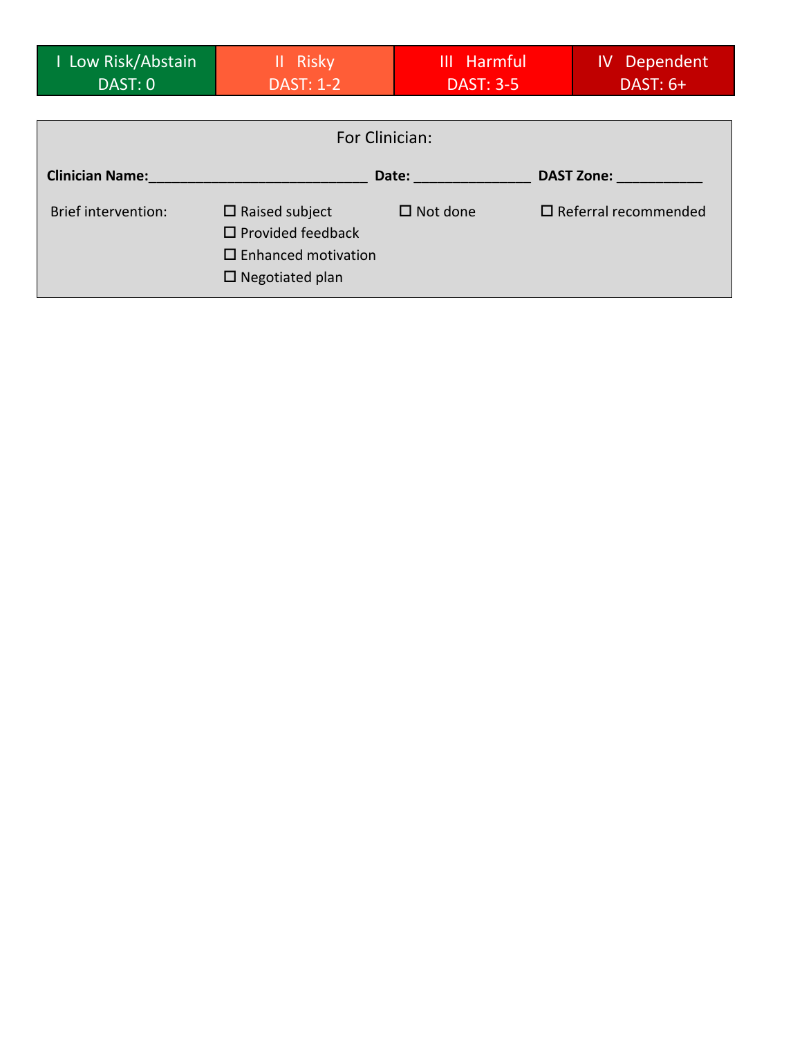| I Low Risk/Abstain | II Risky | III Harmful | IV Dependent |
| --- | --- | --- | --- |
| DAST: 0 | DAST: 1-2 | DAST: 3-5 | DAST: 6+ |

For Clinician:

**Clinician Name:**______________________________ **Date:** _______________ **DAST Zone:** ___________

Brief intervention:

- ☐ Raised subject
- ☐ Provided feedback
- ☐ Enhanced motivation
- ☐ Negotiated plan
- ☐ Not done
- ☐ Referral recommended